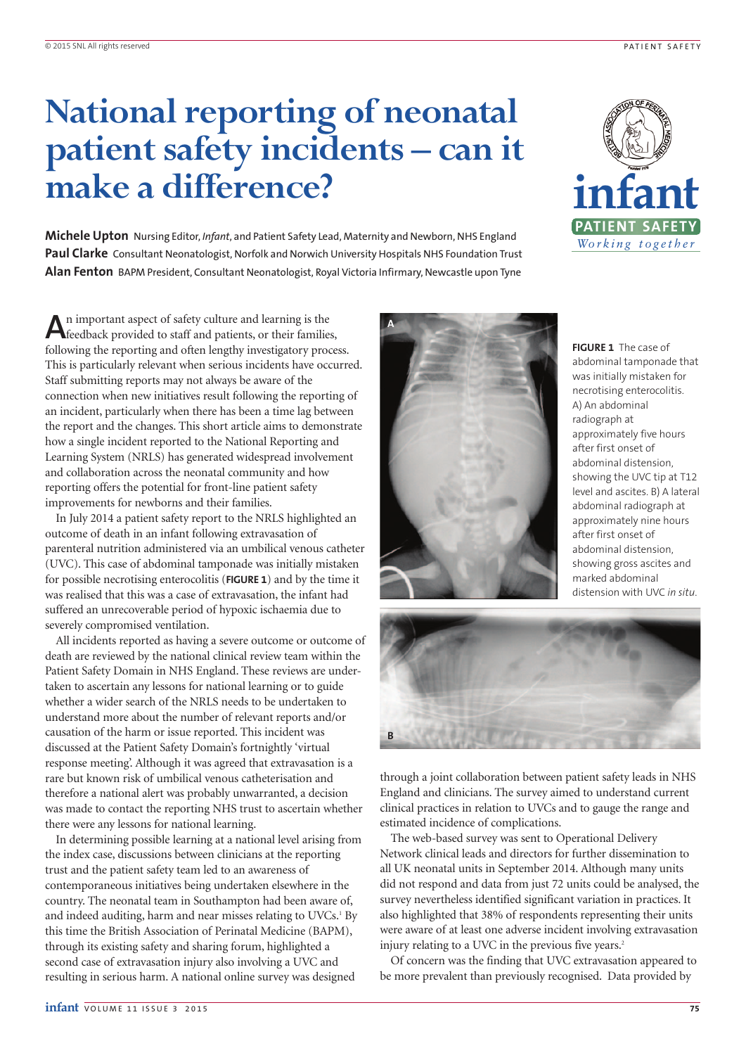# National reporting of neonatal patient safety incidents – can it make a difference?

**Michele Upton** Nursing Editor, *Infant*, and Patient Safety Lead, Maternity and Newborn, NHS England
**Paul Clarke** Consultant Neonatologist, Norfolk and Norwich University Hospitals NHS Foundation Trust
**Alan Fenton** BAPM President, Consultant Neonatologist, Royal Victoria Infirmary, Newcastle upon Tyne

An important aspect of safety culture and learning is the feedback provided to staff and patients, or their families, following the reporting and often lengthy investigatory process. This is particularly relevant when serious incidents have occurred. Staff submitting reports may not always be aware of the connection when new initiatives result following the reporting of an incident, particularly when there has been a time lag between the report and the changes. This short article aims to demonstrate how a single incident reported to the National Reporting and Learning System (NRLS) has generated widespread involvement and collaboration across the neonatal community and how reporting offers the potential for front-line patient safety improvements for newborns and their families.

In July 2014 a patient safety report to the NRLS highlighted an outcome of death in an infant following extravasation of parenteral nutrition administered via an umbilical venous catheter (UVC). This case of abdominal tamponade was initially mistaken for possible necrotising enterocolitis (**FIGURE 1**) and by the time it was realised that this was a case of extravasation, the infant had suffered an unrecoverable period of hypoxic ischaemia due to severely compromised ventilation.

**FIGURE 1** The case of abdominal tamponade that was initially mistaken for necrotising enterocolitis. A) An abdominal radiograph at approximately five hours after first onset of abdominal distension, showing the UVC tip at T12 level and ascites. B) A lateral abdominal radiograph at approximately nine hours after first onset of abdominal distension, showing gross ascites and marked abdominal distension with UVC *in situ*.

All incidents reported as having a severe outcome or outcome of death are reviewed by the national clinical review team within the Patient Safety Domain in NHS England. These reviews are undertaken to ascertain any lessons for national learning or to guide whether a wider search of the NRLS needs to be undertaken to understand more about the number of relevant reports and/or causation of the harm or issue reported. This incident was discussed at the Patient Safety Domain's fortnightly 'virtual response meeting'. Although it was agreed that extravasation is a rare but known risk of umbilical venous catheterisation and therefore a national alert was probably unwarranted, a decision was made to contact the reporting NHS trust to ascertain whether there were any lessons for national learning.

In determining possible learning at a national level arising from the index case, discussions between clinicians at the reporting trust and the patient safety team led to an awareness of contemporaneous initiatives being undertaken elsewhere in the country. The neonatal team in Southampton had been aware of, and indeed auditing, harm and near misses relating to UVCs.[1] By this time the British Association of Perinatal Medicine (BAPM), through its existing safety and sharing forum, highlighted a second case of extravasation injury also involving a UVC and resulting in serious harm. A national online survey was designed through a joint collaboration between patient safety leads in NHS England and clinicians. The survey aimed to understand current clinical practices in relation to UVCs and to gauge the range and estimated incidence of complications.

The web-based survey was sent to Operational Delivery Network clinical leads and directors for further dissemination to all UK neonatal units in September 2014. Although many units did not respond and data from just 72 units could be analysed, the survey nevertheless identified significant variation in practices. It also highlighted that 38% of respondents representing their units were aware of at least one adverse incident involving extravasation injury relating to a UVC in the previous five years.[2]

Of concern was the finding that UVC extravasation appeared to be more prevalent than previously recognised. Data provided by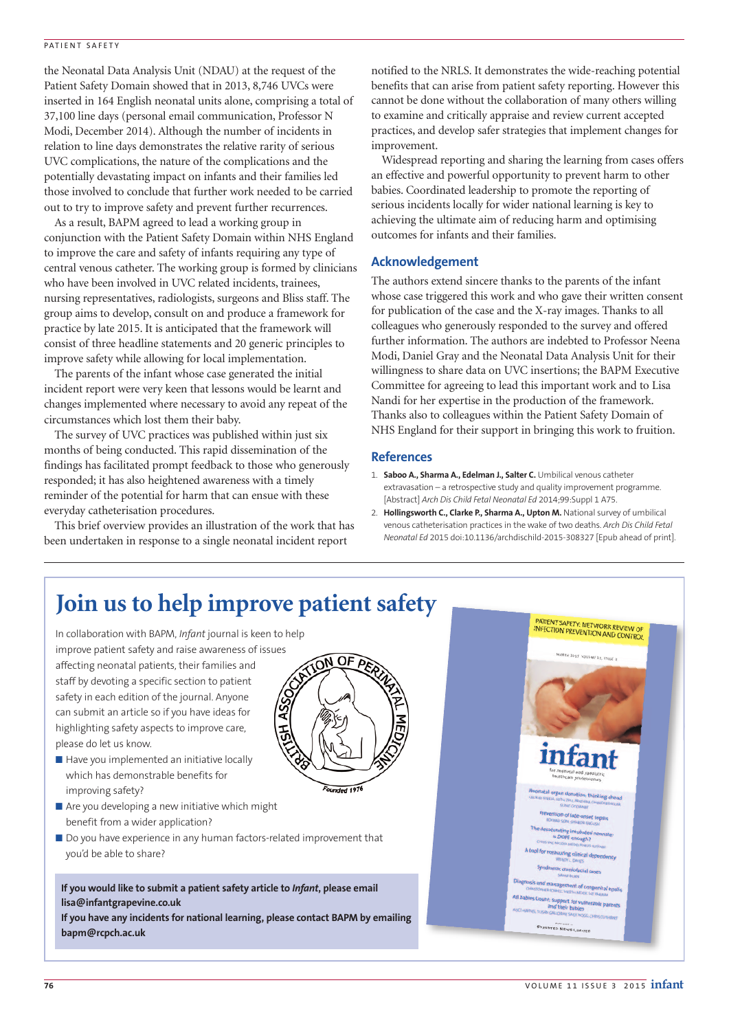the Neonatal Data Analysis Unit (NDAU) at the request of the Patient Safety Domain showed that in 2013, 8,746 UVCs were inserted in 164 English neonatal units alone, comprising a total of 37,100 line days (personal email communication, Professor N Modi, December 2014). Although the number of incidents in relation to line days demonstrates the relative rarity of serious UVC complications, the nature of the complications and the potentially devastating impact on infants and their families led those involved to conclude that further work needed to be carried out to try to improve safety and prevent further recurrences.

As a result, BAPM agreed to lead a working group in conjunction with the Patient Safety Domain within NHS England to improve the care and safety of infants requiring any type of central venous catheter. The working group is formed by clinicians who have been involved in UVC related incidents, trainees, nursing representatives, radiologists, surgeons and Bliss staff. The group aims to develop, consult on and produce a framework for practice by late 2015. It is anticipated that the framework will consist of three headline statements and 20 generic principles to improve safety while allowing for local implementation.

The parents of the infant whose case generated the initial incident report were very keen that lessons would be learnt and changes implemented where necessary to avoid any repeat of the circumstances which lost them their baby.

The survey of UVC practices was published within just six months of being conducted. This rapid dissemination of the findings has facilitated prompt feedback to those who generously responded; it has also heightened awareness with a timely reminder of the potential for harm that can ensue with these everyday catheterisation procedures.

This brief overview provides an illustration of the work that has been undertaken in response to a single neonatal incident report notified to the NRLS. It demonstrates the wide-reaching potential benefits that can arise from patient safety reporting. However this cannot be done without the collaboration of many others willing to examine and critically appraise and review current accepted practices, and develop safer strategies that implement changes for improvement.

Widespread reporting and sharing the learning from cases offers an effective and powerful opportunity to prevent harm to other babies. Coordinated leadership to promote the reporting of serious incidents locally for wider national learning is key to achieving the ultimate aim of reducing harm and optimising outcomes for infants and their families.

## Acknowledgement

The authors extend sincere thanks to the parents of the infant whose case triggered this work and who gave their written consent for publication of the case and the X-ray images. Thanks to all colleagues who generously responded to the survey and offered further information. The authors are indebted to Professor Neena Modi, Daniel Gray and the Neonatal Data Analysis Unit for their willingness to share data on UVC insertions; the BAPM Executive Committee for agreeing to lead this important work and to Lisa Nandi for her expertise in the production of the framework. Thanks also to colleagues within the Patient Safety Domain of NHS England for their support in bringing this work to fruition.

## References

1. **Saboo A., Sharma A., Edelman J., Salter C.** Umbilical venous catheter extravasation – a retrospective study and quality improvement programme. [Abstract] *Arch Dis Child Fetal Neonatal Ed* 2014;99:Suppl 1 A75.
2. **Hollingsworth C., Clarke P., Sharma A., Upton M.** National survey of umbilical venous catheterisation practices in the wake of two deaths. *Arch Dis Child Fetal Neonatal Ed* 2015 doi:10.1136/archdischild-2015-308327 [Epub ahead of print].

# Join us to help improve patient safety

In collaboration with BAPM, *Infant* journal is keen to help improve patient safety and raise awareness of issues affecting neonatal patients, their families and staff by devoting a specific section to patient safety in each edition of the journal. Anyone can submit an article so if you have ideas for highlighting safety aspects to improve care, please do let us know.

- Have you implemented an initiative locally which has demonstrable benefits for improving safety?
- Are you developing a new initiative which might benefit from a wider application?
- Do you have experience in any human factors-related improvement that you'd be able to share?

**If you would like to submit a patient safety article to *Infant*, please email lisa@infantgrapevine.co.uk**
**If you have any incidents for national learning, please contact BAPM by emailing bapm@rcpch.ac.uk**